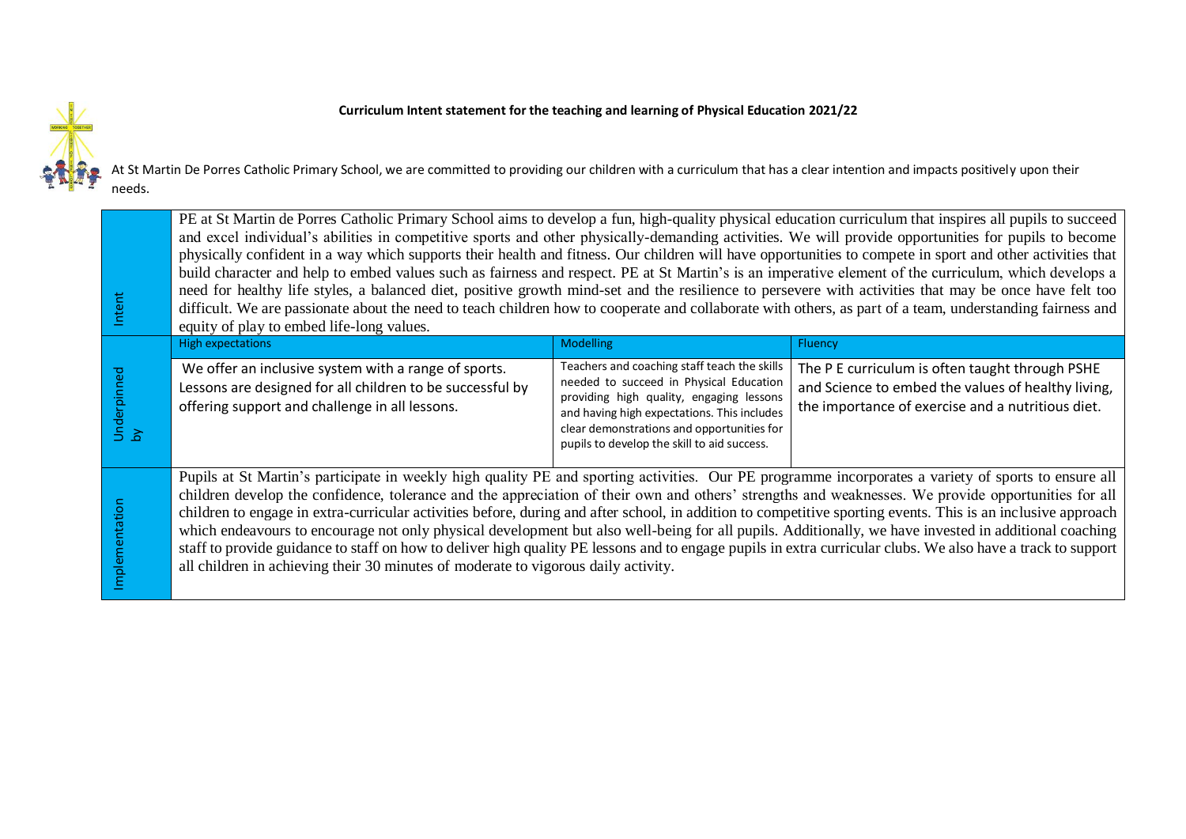**Curriculum Intent statement for the teaching and learning of Physical Education 2021/22**

At St Martin De Porres Catholic Primary School, we are committed to providing our children with a curriculum that has a clear intention and impacts positively upon their needs.

| | | | |
|---|---|---|---|
| Intent | PE at St Martin de Porres Catholic Primary School aims to develop a fun, high-quality physical education curriculum that inspires all pupils to succeed and excel individual's abilities in competitive sports and other physically-demanding activities. We will provide opportunities for pupils to become physically confident in a way which supports their health and fitness. Our children will have opportunities to compete in sport and other activities that build character and help to embed values such as fairness and respect. PE at St Martin's is an imperative element of the curriculum, which develops a need for healthy life styles, a balanced diet, positive growth mind-set and the resilience to persevere with activities that may be once have felt too difficult. We are passionate about the need to teach children how to cooperate and collaborate with others, as part of a team, understanding fairness and equity of play to embed life-long values. | | |
| Underpinned by | **High expectations** | **Modelling** | **Fluency** |
| | We offer an inclusive system with a range of sports. Lessons are designed for all children to be successful by offering support and challenge in all lessons. | Teachers and coaching staff teach the skills needed to succeed in Physical Education providing high quality, engaging lessons and having high expectations. This includes clear demonstrations and opportunities for pupils to develop the skill to aid success. | The P E curriculum is often taught through PSHE and Science to embed the values of healthy living, the importance of exercise and a nutritious diet. |
| Implementation | Pupils at St Martin's participate in weekly high quality PE and sporting activities. Our PE programme incorporates a variety of sports to ensure all children develop the confidence, tolerance and the appreciation of their own and others' strengths and weaknesses. We provide opportunities for all children to engage in extra-curricular activities before, during and after school, in addition to competitive sporting events. This is an inclusive approach which endeavours to encourage not only physical development but also well-being for all pupils. Additionally, we have invested in additional coaching staff to provide guidance to staff on how to deliver high quality PE lessons and to engage pupils in extra curricular clubs. We also have a track to support all children in achieving their 30 minutes of moderate to vigorous daily activity. | | |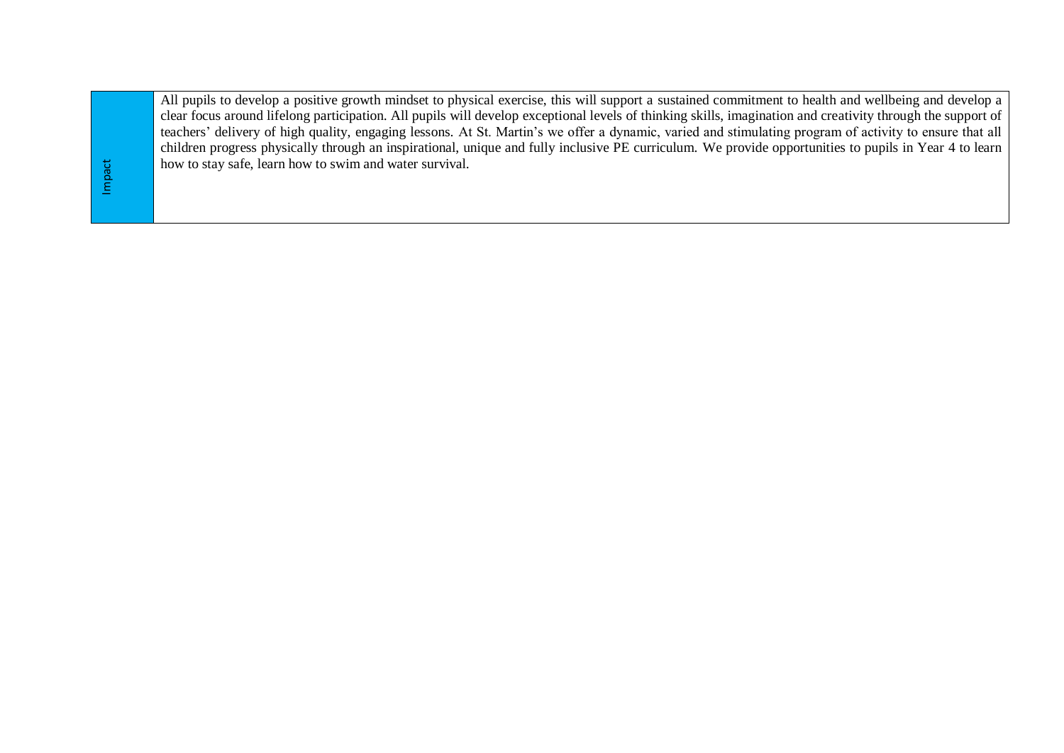| | |
|---|---|
| Impact | All pupils to develop a positive growth mindset to physical exercise, this will support a sustained commitment to health and wellbeing and develop a clear focus around lifelong participation. All pupils will develop exceptional levels of thinking skills, imagination and creativity through the support of teachers' delivery of high quality, engaging lessons. At St. Martin's we offer a dynamic, varied and stimulating program of activity to ensure that all children progress physically through an inspirational, unique and fully inclusive PE curriculum. We provide opportunities to pupils in Year 4 to learn how to stay safe, learn how to swim and water survival. |